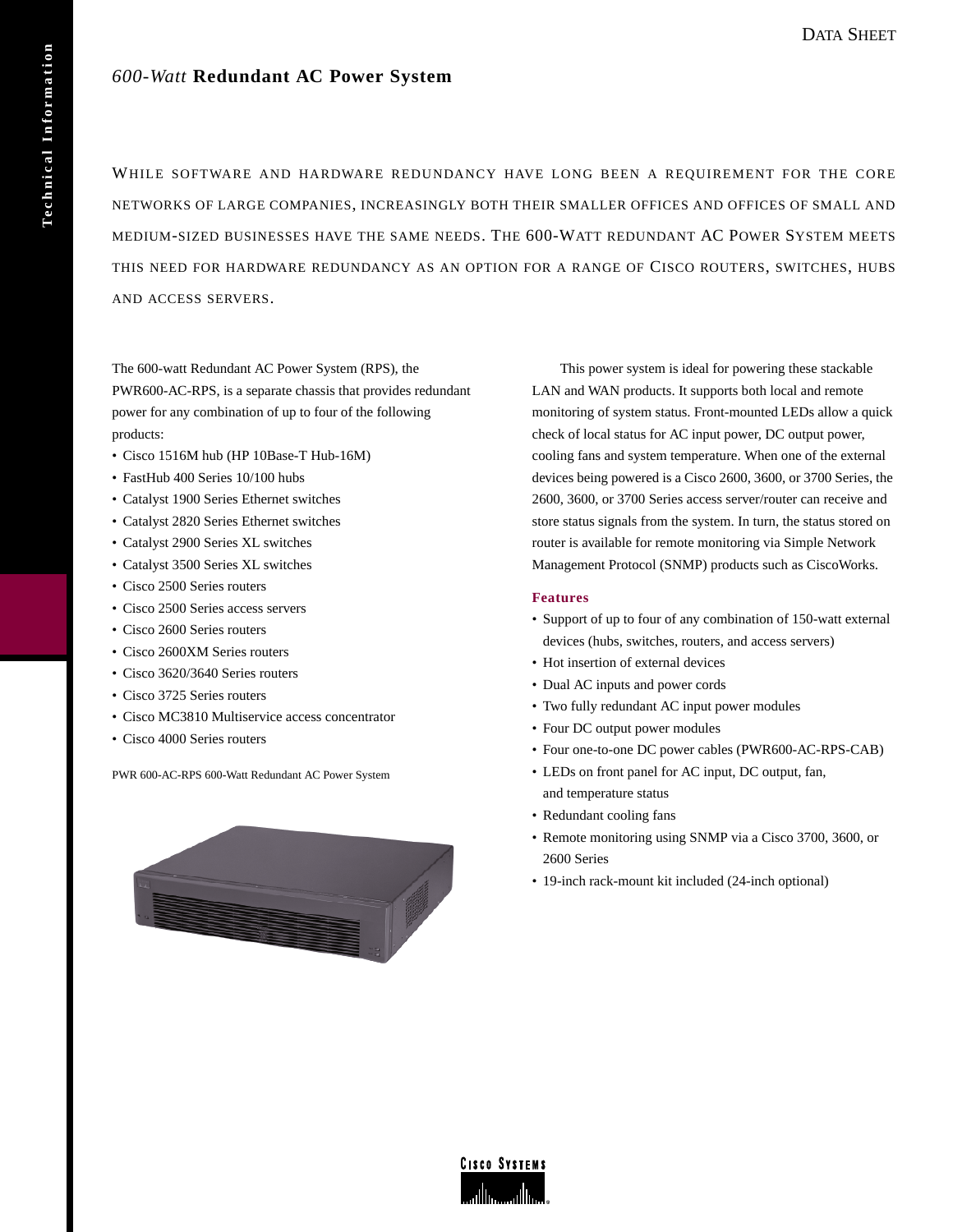# *600-Watt* Redundant AC Power System

WHILE SOFTWARE AND HARDWARE REDUNDANCY HAVE LONG BEEN A REQUIREMENT FOR THE CORE NETWORKS OF LARGE COMPANIES, INCREASINGLY BOTH THEIR SMALLER OFFICES AND OFFICES OF SMALL AND MEDIUM-SIZED BUSINESSES HAVE THE SAME NEEDS. THE 600-WATT REDUNDANT AC POWER SYSTEM MEETS THIS NEED FOR HARDWARE REDUNDANCY AS AN OPTION FOR A RANGE OF CISCO ROUTERS, SWITCHES, HUBS AND ACCESS SERVERS.

The 600-watt Redundant AC Power System (RPS), the PWR600-AC-RPS, is a separate chassis that provides redundant power for any combination of up to four of the following products:

- Cisco 1516M hub (HP 10Base-T Hub-16M)
- FastHub 400 Series 10/100 hubs
- Catalyst 1900 Series Ethernet switches
- Catalyst 2820 Series Ethernet switches
- Catalyst 2900 Series XL switches
- Catalyst 3500 Series XL switches
- Cisco 2500 Series routers
- Cisco 2500 Series access servers
- Cisco 2600 Series routers
- Cisco 2600XM Series routers
- Cisco 3620/3640 Series routers
- Cisco 3725 Series routers
- Cisco MC3810 Multiservice access concentrator
- Cisco 4000 Series routers

PWR 600-AC-RPS 600-Watt Redundant AC Power System

This power system is ideal for powering these stackable LAN and WAN products. It supports both local and remote monitoring of system status. Front-mounted LEDs allow a quick check of local status for AC input power, DC output power, cooling fans and system temperature. When one of the external devices being powered is a Cisco 2600, 3600, or 3700 Series, the 2600, 3600, or 3700 Series access server/router can receive and store status signals from the system. In turn, the status stored on router is available for remote monitoring via Simple Network Management Protocol (SNMP) products such as CiscoWorks.

## Features

- Support of up to four of any combination of 150-watt external devices (hubs, switches, routers, and access servers)
- Hot insertion of external devices
- Dual AC inputs and power cords
- Two fully redundant AC input power modules
- Four DC output power modules
- Four one-to-one DC power cables (PWR600-AC-RPS-CAB)
- LEDs on front panel for AC input, DC output, fan, and temperature status
- Redundant cooling fans
- Remote monitoring using SNMP via a Cisco 3700, 3600, or 2600 Series
- 19-inch rack-mount kit included (24-inch optional)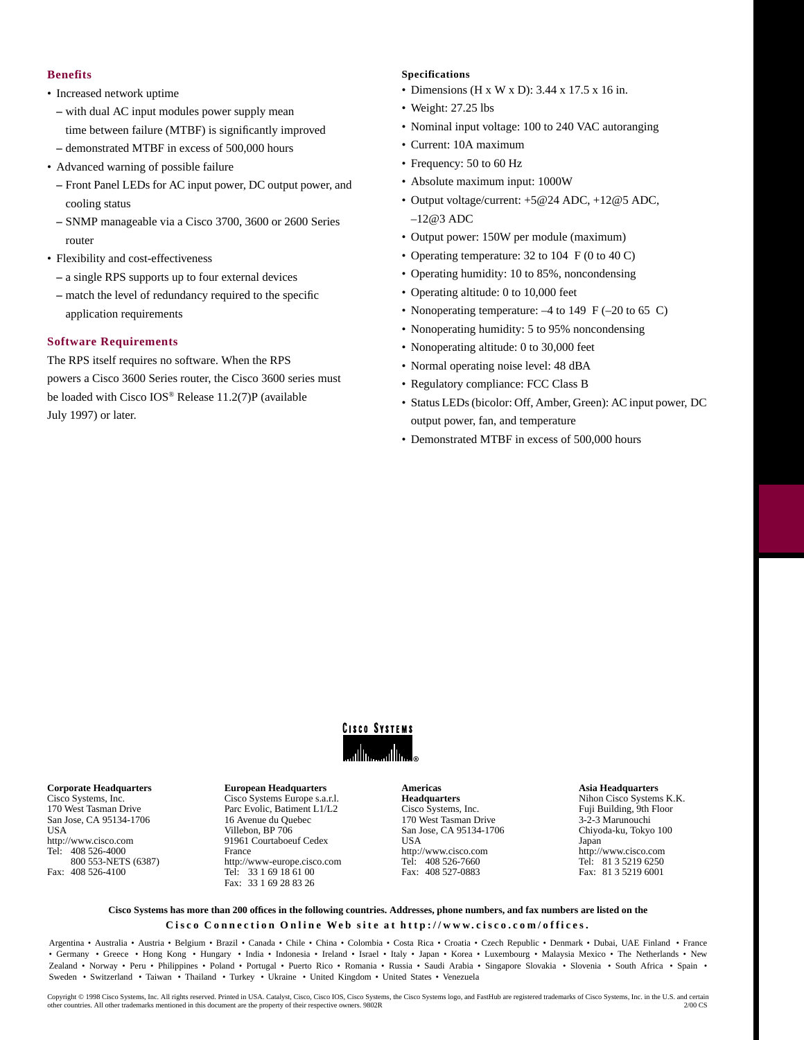## Benefits

- Increased network uptime
  - with dual AC input modules power supply mean time between failure (MTBF) is significantly improved
  - demonstrated MTBF in excess of 500,000 hours
- Advanced warning of possible failure
  - Front Panel LEDs for AC input power, DC output power, and cooling status
  - SNMP manageable via a Cisco 3700, 3600 or 2600 Series router
- Flexibility and cost-effectiveness
  - a single RPS supports up to four external devices
  - match the level of redundancy required to the specific application requirements

## Software Requirements

The RPS itself requires no software. When the RPS powers a Cisco 3600 Series router, the Cisco 3600 series must be loaded with Cisco IOS® Release 11.2(7)P (available July 1997) or later.

### Specifications

- Dimensions (H x W x D): 3.44 x 17.5 x 16 in.
- Weight: 27.25 lbs
- Nominal input voltage: 100 to 240 VAC autoranging
- Current: 10A maximum
- Frequency: 50 to 60 Hz
- Absolute maximum input: 1000W
- Output voltage/current: +5@24 ADC, +12@5 ADC, –12@3 ADC
- Output power: 150W per module (maximum)
- Operating temperature: 32 to 104 F (0 to 40 C)
- Operating humidity: 10 to 85%, noncondensing
- Operating altitude: 0 to 10,000 feet
- Nonoperating temperature: –4 to 149 F (–20 to 65 C)
- Nonoperating humidity: 5 to 95% noncondensing
- Nonoperating altitude: 0 to 30,000 feet
- Normal operating noise level: 48 dBA
- Regulatory compliance: FCC Class B
- Status LEDs (bicolor: Off, Amber, Green): AC input power, DC output power, fan, and temperature
- Demonstrated MTBF in excess of 500,000 hours

Cisco Systems

**Corporate Headquarters**
Cisco Systems, Inc.
170 West Tasman Drive
San Jose, CA 95134-1706
USA
http://www.cisco.com
Tel: 408 526-4000
800 553-NETS (6387)
Fax: 408 526-4100

**European Headquarters**
Cisco Systems Europe s.a.r.l.
Parc Evolic, Batiment L1/L2
16 Avenue du Quebec
Villebon, BP 706
91961 Courtaboeuf Cedex
France
http://www-europe.cisco.com
Tel: 33 1 69 18 61 00
Fax: 33 1 69 28 83 26

**Americas Headquarters**
Cisco Systems, Inc.
170 West Tasman Drive
San Jose, CA 95134-1706
USA
http://www.cisco.com
Tel: 408 526-7660
Fax: 408 527-0883

**Asia Headquarters**
Nihon Cisco Systems K.K.
Fuji Building, 9th Floor
3-2-3 Marunouchi
Chiyoda-ku, Tokyo 100
Japan
http://www.cisco.com
Tel: 81 3 5219 6250
Fax: 81 3 5219 6001

**Cisco Systems has more than 200 offices in the following countries. Addresses, phone numbers, and fax numbers are listed on the Cisco Connection Online Web site at http://www.cisco.com/offices.**

Argentina • Australia • Austria • Belgium • Brazil • Canada • Chile • China • Colombia • Costa Rica • Croatia • Czech Republic • Denmark • Dubai, UAE Finland • France • Germany • Greece • Hong Kong • Hungary • India • Indonesia • Ireland • Israel • Italy • Japan • Korea • Luxembourg • Malaysia Mexico • The Netherlands • New Zealand • Norway • Peru • Philippines • Poland • Portugal • Puerto Rico • Romania • Russia • Saudi Arabia • Singapore Slovakia • Slovenia • South Africa • Spain • Sweden • Switzerland • Taiwan • Thailand • Turkey • Ukraine • United Kingdom • United States • Venezuela

Copyright © 1998 Cisco Systems, Inc. All rights reserved. Printed in USA. Catalyst, Cisco, Cisco IOS, Cisco Systems, the Cisco Systems logo, and FastHub are registered trademarks of Cisco Systems, Inc. in the U.S. and certain other countries. All other trademarks mentioned in this document are the property of their respective owners. 9802R 2/00 CS